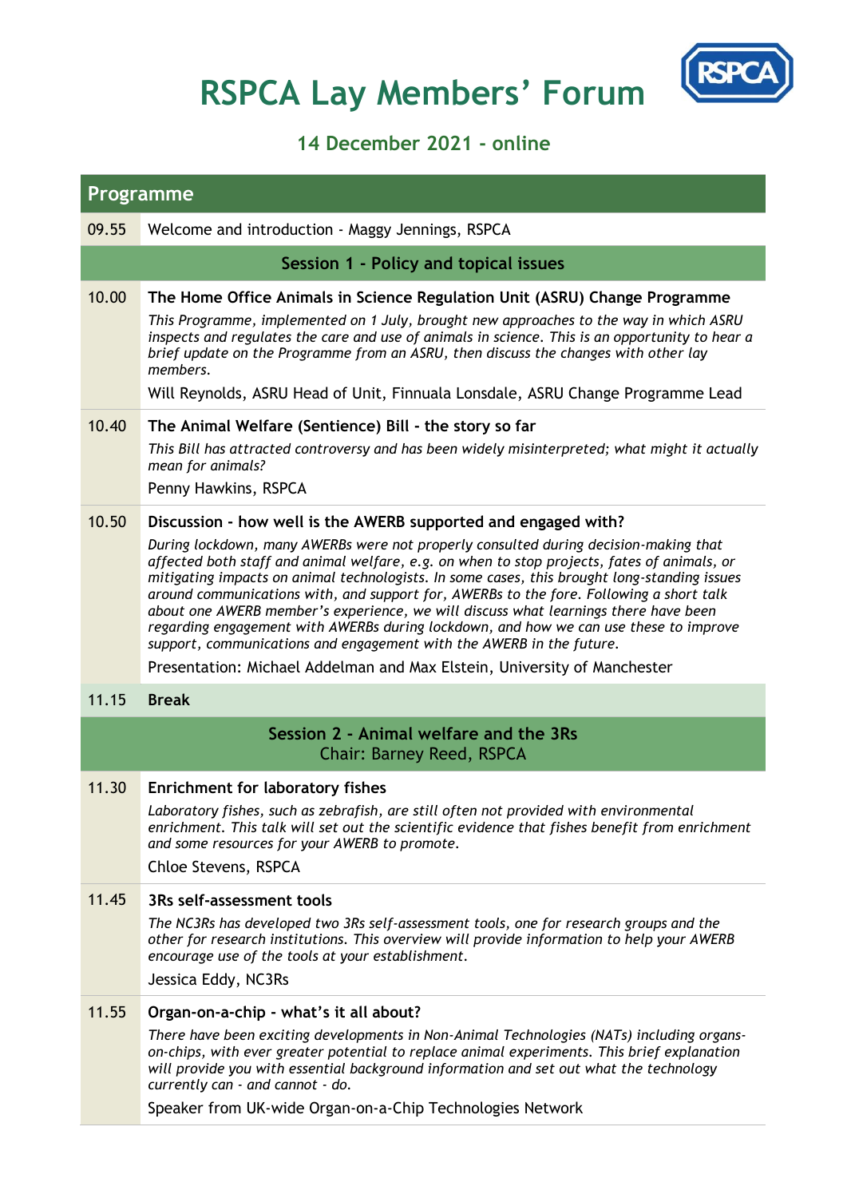# RSPCA Lay Members' Forum

## 14 December 2021 - online

| Programme | |
|---|---|
| 09.55 | Welcome and introduction - Maggy Jennings, RSPCA |
| | **Session 1 - Policy and topical issues** |
| 10.00 | **The Home Office Animals in Science Regulation Unit (ASRU) Change Programme**<br>*This Programme, implemented on 1 July, brought new approaches to the way in which ASRU inspects and regulates the care and use of animals in science. This is an opportunity to hear a brief update on the Programme from an ASRU, then discuss the changes with other lay members.*<br>Will Reynolds, ASRU Head of Unit, Finnuala Lonsdale, ASRU Change Programme Lead |
| 10.40 | **The Animal Welfare (Sentience) Bill - the story so far**<br>*This Bill has attracted controversy and has been widely misinterpreted; what might it actually mean for animals?*<br>Penny Hawkins, RSPCA |
| 10.50 | **Discussion - how well is the AWERB supported and engaged with?**<br>*During lockdown, many AWERBs were not properly consulted during decision-making that affected both staff and animal welfare, e.g. on when to stop projects, fates of animals, or mitigating impacts on animal technologists. In some cases, this brought long-standing issues around communications with, and support for, AWERBs to the fore. Following a short talk about one AWERB member's experience, we will discuss what learnings there have been regarding engagement with AWERBs during lockdown, and how we can use these to improve support, communications and engagement with the AWERB in the future.*<br>Presentation: Michael Addelman and Max Elstein, University of Manchester |
| 11.15 | **Break** |
| | **Session 2 - Animal welfare and the 3Rs**<br>Chair: Barney Reed, RSPCA |
| 11.30 | **Enrichment for laboratory fishes**<br>*Laboratory fishes, such as zebrafish, are still often not provided with environmental enrichment. This talk will set out the scientific evidence that fishes benefit from enrichment and some resources for your AWERB to promote.*<br>Chloe Stevens, RSPCA |
| 11.45 | **3Rs self-assessment tools**<br>*The NC3Rs has developed two 3Rs self-assessment tools, one for research groups and the other for research institutions. This overview will provide information to help your AWERB encourage use of the tools at your establishment.*<br>Jessica Eddy, NC3Rs |
| 11.55 | **Organ-on-a-chip - what's it all about?**<br>*There have been exciting developments in Non-Animal Technologies (NATs) including organs-on-chips, with ever greater potential to replace animal experiments. This brief explanation will provide you with essential background information and set out what the technology currently can - and cannot - do.*<br>Speaker from UK-wide Organ-on-a-Chip Technologies Network |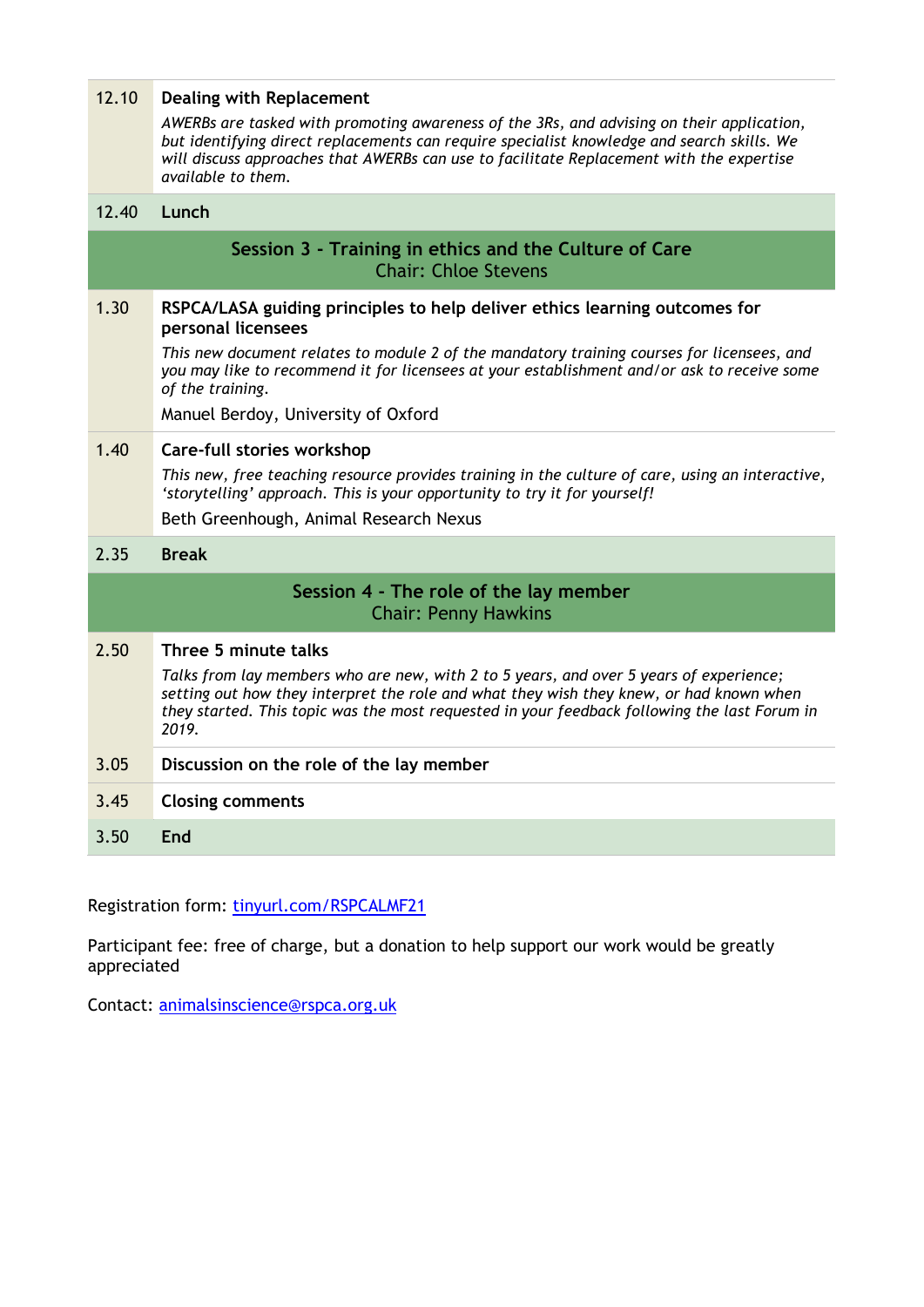| | |
|---|---|
| 12.10 | **Dealing with Replacement**<br>*AWERBs are tasked with promoting awareness of the 3Rs, and advising on their application, but identifying direct replacements can require specialist knowledge and search skills. We will discuss approaches that AWERBs can use to facilitate Replacement with the expertise available to them.* |
| 12.40 | **Lunch** |
| | **Session 3 - Training in ethics and the Culture of Care**<br>Chair: Chloe Stevens |
| 1.30 | **RSPCA/LASA guiding principles to help deliver ethics learning outcomes for personal licensees**<br>*This new document relates to module 2 of the mandatory training courses for licensees, and you may like to recommend it for licensees at your establishment and/or ask to receive some of the training.*<br>Manuel Berdoy, University of Oxford |
| 1.40 | **Care-full stories workshop**<br>*This new, free teaching resource provides training in the culture of care, using an interactive, 'storytelling' approach. This is your opportunity to try it for yourself!*<br>Beth Greenhough, Animal Research Nexus |
| 2.35 | **Break** |
| | **Session 4 - The role of the lay member**<br>Chair: Penny Hawkins |
| 2.50 | **Three 5 minute talks**<br>*Talks from lay members who are new, with 2 to 5 years, and over 5 years of experience; setting out how they interpret the role and what they wish they knew, or had known when they started. This topic was the most requested in your feedback following the last Forum in 2019.* |
| 3.05 | **Discussion on the role of the lay member** |
| 3.45 | **Closing comments** |
| 3.50 | **End** |

Registration form: tinyurl.com/RSPCALMF21

Participant fee: free of charge, but a donation to help support our work would be greatly appreciated

Contact: animalsinscience@rspca.org.uk